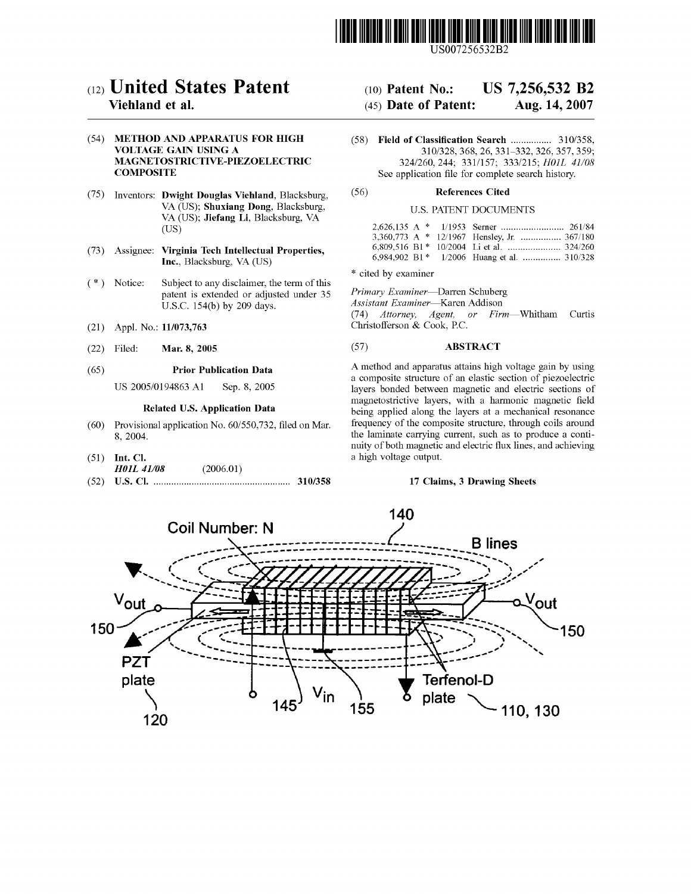US007256532B2

(12) **United States Patent**
**Viehland et al.**

(10) **Patent No.: US 7,256,532 B2**
(45) **Date of Patent: Aug. 14, 2007**

(54) **METHOD AND APPARATUS FOR HIGH VOLTAGE GAIN USING A MAGNETOSTRICTIVE-PIEZOELECTRIC COMPOSITE**

(75) Inventors: **Dwight Douglas Viehland**, Blacksburg, VA (US); **Shuxiang Dong**, Blacksburg, VA (US); **Jiefang Li**, Blacksburg, VA (US)

(73) Assignee: **Virginia Tech Intellectual Properties, Inc.**, Blacksburg, VA (US)

(*) Notice: Subject to any disclaimer, the term of this patent is extended or adjusted under 35 U.S.C. 154(b) by 209 days.

(21) Appl. No.: **11/073,763**

(22) Filed: **Mar. 8, 2005**

(65) **Prior Publication Data**

US 2005/0194863 A1 Sep. 8, 2005

**Related U.S. Application Data**

(60) Provisional application No. 60/550,732, filed on Mar. 8, 2004.

(51) **Int. Cl.**
*H01L 41/08* (2006.01)

(52) **U.S. Cl.** .................................................... **310/358**

(58) **Field of Classification Search** ................ 310/358, 310/328, 368, 26, 331–332, 326, 357, 359; 324/260, 244; 331/157; 333/215; *H01L 41/08*
See application file for complete search history.

(56) **References Cited**

U.S. PATENT DOCUMENTS

| | | | | |
|---|---|---|---|---|
| 2,626,135 A * | 1/1953 | Serner | ........................ | 261/84 |
| 3,360,773 A * | 12/1967 | Hensley, Jr. | ................ | 367/180 |
| 6,809,516 B1 * | 10/2004 | Li et al. | ..................... | 324/260 |
| 6,984,902 B1 * | 1/2006 | Huang et al. | ............... | 310/328 |

\* cited by examiner

*Primary Examiner*—Darren Schuberg
*Assistant Examiner*—Karen Addison
(74) *Attorney, Agent, or Firm*—Whitham Curtis Christofferson & Cook, P.C.

(57) **ABSTRACT**

A method and apparatus attains high voltage gain by using a composite structure of an elastic section of piezoelectric layers bonded between magnetic and electric sections of magnetostrictive layers, with a harmonic magnetic field being applied along the layers at a mechanical resonance frequency of the composite structure, through coils around the laminate carrying current, such as to produce a continuity of both magnetic and electric flux lines, and achieving a high voltage output.

**17 Claims, 3 Drawing Sheets**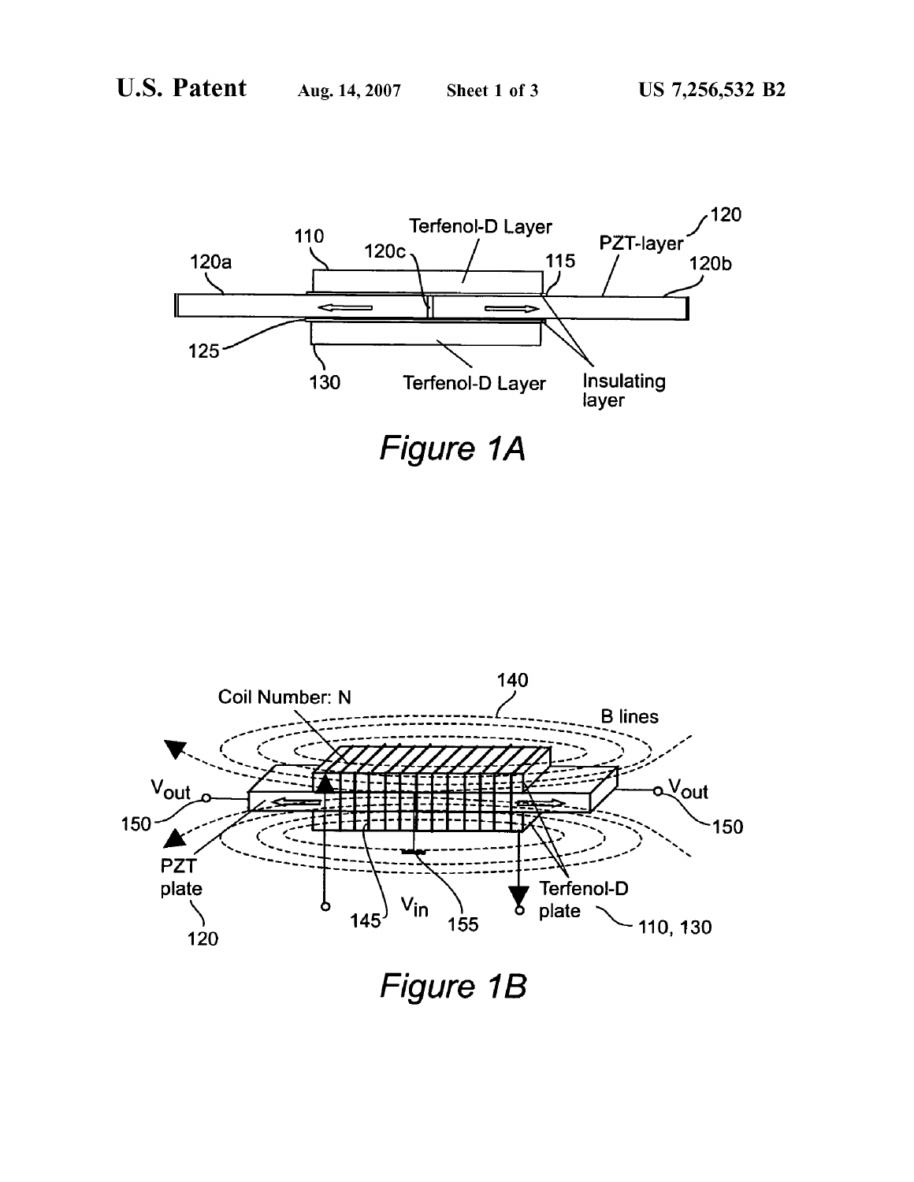Figure 1A

Figure 1B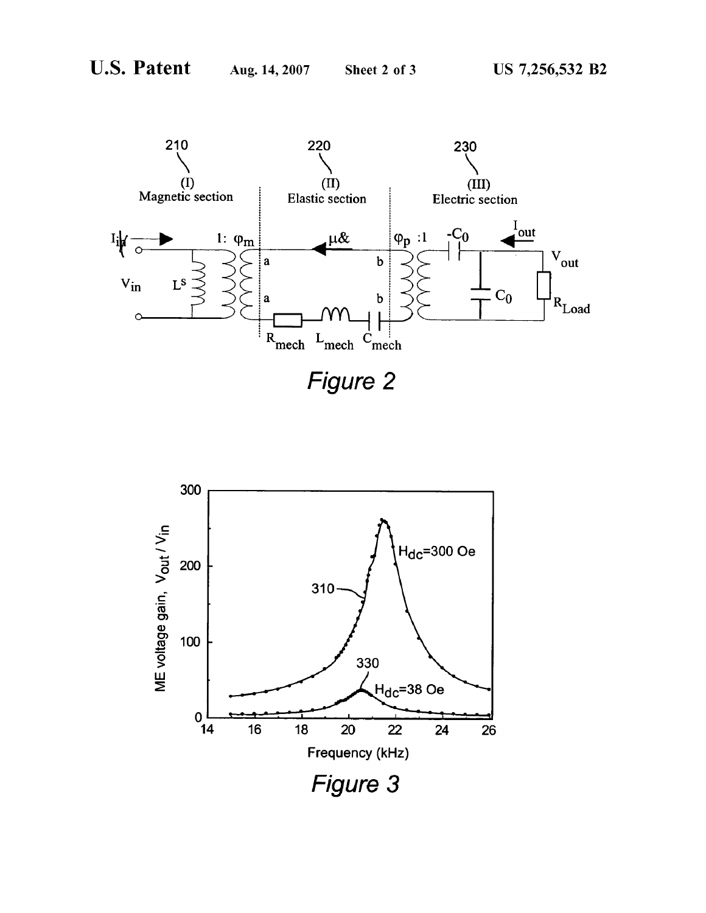Figure 2

Figure 3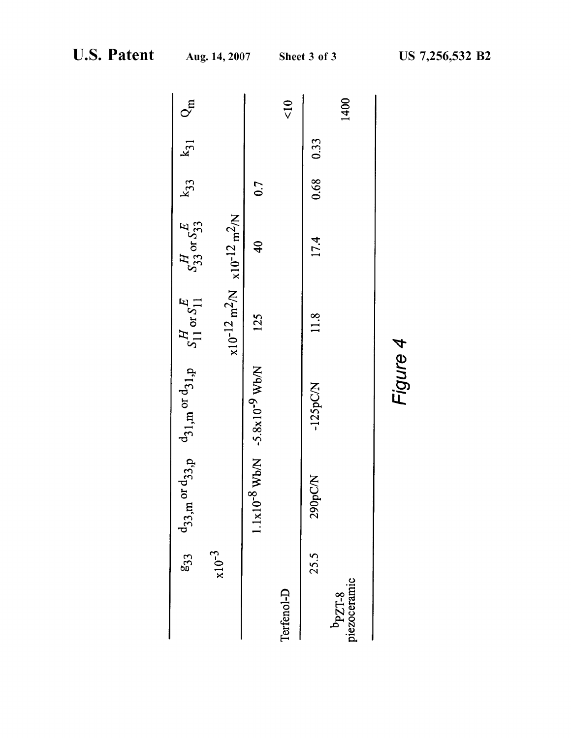|  | $g_{33}$ ($\times 10^{-3}$) | $d_{33,m}$ or $d_{33,p}$ | $d_{31,m}$ or $d_{31,p}$ | $S_{11}^{H}$ or $S_{11}^{E}$ ($\times 10^{-12}$ m$^2$/N) | $S_{33}^{H}$ or $S_{33}^{E}$ ($\times 10^{-12}$ m$^2$/N) | $k_{33}$ | $k_{31}$ | $Q_m$ |
|---|---|---|---|---|---|---|---|---|
| Terfenol-D |  | $1.1\times10^{-8}$ Wb/N | $-5.8\times10^{-9}$ Wb/N | 125 | 40 | 0.7 |  | <10 |
| [b]PZT-8 piezoceramic | 25.5 | 290pC/N | -125pC/N | 11.8 | 17.4 | 0.68 | 0.33 | 1400 |

Figure 4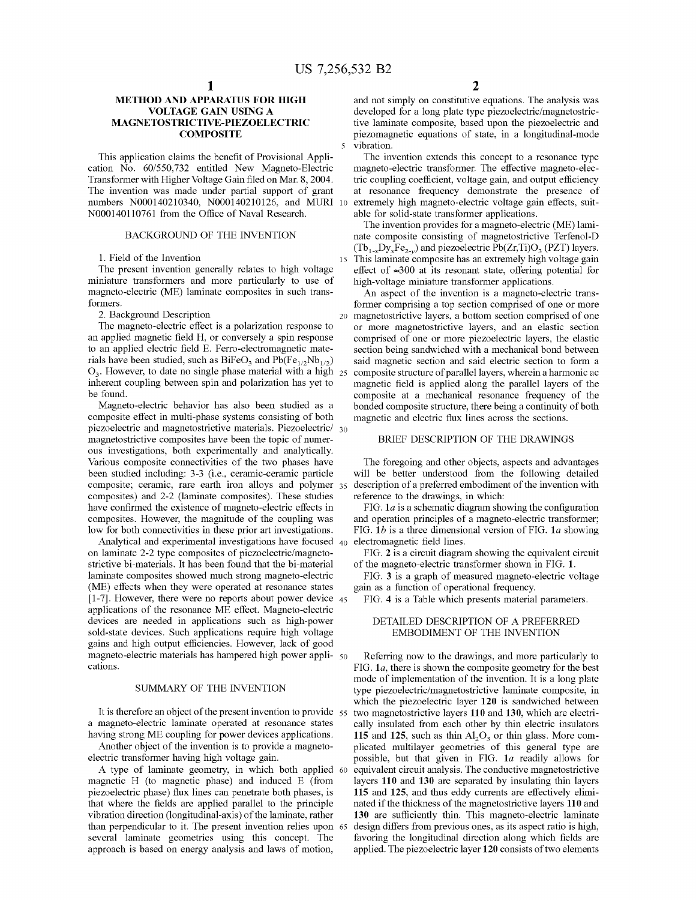# METHOD AND APPARATUS FOR HIGH VOLTAGE GAIN USING A MAGNETOSTRICTIVE-PIEZOELECTRIC COMPOSITE

This application claims the benefit of Provisional Application No. 60/550,732 entitled New Magneto-Electric Transformer with Higher Voltage Gain filed on Mar. 8, 2004. The invention was made under partial support of grant numbers N000140210340, N000140210126, and MURI N000140110761 from the Office of Naval Research.

## BACKGROUND OF THE INVENTION

1. Field of the Invention

The present invention generally relates to high voltage miniature transformers and more particularly to use of magneto-electric (ME) laminate composites in such transformers.

2. Background Description

The magneto-electric effect is a polarization response to an applied magnetic field H, or conversely a spin response to an applied electric field E. Ferro-electromagnetic materials have been studied, such as $BiFeO_3$ and $Pb(Fe_{1/2}Nb_{1/2})O_3$. However, to date no single phase material with a high inherent coupling between spin and polarization has yet to be found.

Magneto-electric behavior has also been studied as a composite effect in multi-phase systems consisting of both piezoelectric and magnetostrictive materials. Piezoelectric/magnetostrictive composites have been the topic of numerous investigations, both experimentally and analytically. Various composite connectivities of the two phases have been studied including: 3-3 (i.e., ceramic-ceramic particle composite; ceramic, rare earth iron alloys and polymer composites) and 2-2 (laminate composites). These studies have confirmed the existence of magneto-electric effects in composites. However, the magnitude of the coupling was low for both connectivities in these prior art investigations.

Analytical and experimental investigations have focused on laminate 2-2 type composites of piezoelectric/magnetostrictive bi-materials. It has been found that the bi-material laminate composites showed much strong magneto-electric (ME) effects when they were operated at resonance states [1-7]. However, there were no reports about power device applications of the resonance ME effect. Magneto-electric devices are needed in applications such as high-power sold-state devices. Such applications require high voltage gains and high output efficiencies. However, lack of good magneto-electric materials has hampered high power applications.

## SUMMARY OF THE INVENTION

It is therefore an object of the present invention to provide a magneto-electric laminate operated at resonance states having strong ME coupling for power devices applications.

Another object of the invention is to provide a magneto-electric transformer having high voltage gain.

A type of laminate geometry, in which both applied magnetic H (to magnetic phase) and induced E (from piezoelectric phase) flux lines can penetrate both phases, is that where the fields are applied parallel to the principle vibration direction (longitudinal-axis) of the laminate, rather than perpendicular to it. The present invention relies upon several laminate geometries using this concept. The approach is based on energy analysis and laws of motion, and not simply on constitutive equations. The analysis was developed for a long plate type piezoelectric/magnetostrictive laminate composite, based upon the piezoelectric and piezomagnetic equations of state, in a longitudinal-mode vibration.

The invention extends this concept to a resonance type magneto-electric transformer. The effective magneto-electric coupling coefficient, voltage gain, and output efficiency at resonance frequency demonstrate the presence of extremely high magneto-electric voltage gain effects, suitable for solid-state transformer applications.

The invention provides for a magneto-electric (ME) laminate composite consisting of magnetostrictive Terfenol-D ($Tb_{1-x}Dy_xFe_{2-y}$) and piezoelectric $Pb(Zr,Ti)O_3$ (PZT) layers. This laminate composite has an extremely high voltage gain effect of ≈300 at its resonant state, offering potential for high-voltage miniature transformer applications.

An aspect of the invention is a magneto-electric transformer comprising a top section comprised of one or more magnetostrictive layers, a bottom section comprised of one or more magnetostrictive layers, and an elastic section comprised of one or more piezoelectric layers, the elastic section being sandwiched with a mechanical bond between said magnetic section and said electric section to form a composite structure of parallel layers, wherein a harmonic ac magnetic field is applied along the parallel layers of the composite at a mechanical resonance frequency of the bonded composite structure, there being a continuity of both magnetic and electric flux lines across the sections.

## BRIEF DESCRIPTION OF THE DRAWINGS

The foregoing and other objects, aspects and advantages will be better understood from the following detailed description of a preferred embodiment of the invention with reference to the drawings, in which:

FIG. 1*a* is a schematic diagram showing the configuration and operation principles of a magneto-electric transformer;

FIG. 1*b* is a three dimensional version of FIG. 1*a* showing electromagnetic field lines.

FIG. 2 is a circuit diagram showing the equivalent circuit of the magneto-electric transformer shown in FIG. 1.

FIG. 3 is a graph of measured magneto-electric voltage gain as a function of operational frequency.

FIG. 4 is a Table which presents material parameters.

## DETAILED DESCRIPTION OF A PREFERRED EMBODIMENT OF THE INVENTION

Referring now to the drawings, and more particularly to FIG. 1*a*, there is shown the composite geometry for the best mode of implementation of the invention. It is a long plate type piezoelectric/magnetostrictive laminate composite, in which the piezoelectric layer **120** is sandwiched between two magnetostrictive layers **110** and **130**, which are electrically insulated from each other by thin electric insulators **115** and **125**, such as thin $Al_2O_3$ or thin glass. More complicated multilayer geometries of this general type are possible, but that given in FIG. 1*a* readily allows for equivalent circuit analysis. The conductive magnetostrictive layers **110** and **130** are separated by insulating thin layers **115** and **125**, and thus eddy currents are effectively eliminated if the thickness of the magnetostrictive layers **110** and **130** are sufficiently thin. This magneto-electric laminate design differs from previous ones, as its aspect ratio is high, favoring the longitudinal direction along which fields are applied. The piezoelectric layer **120** consists of two elements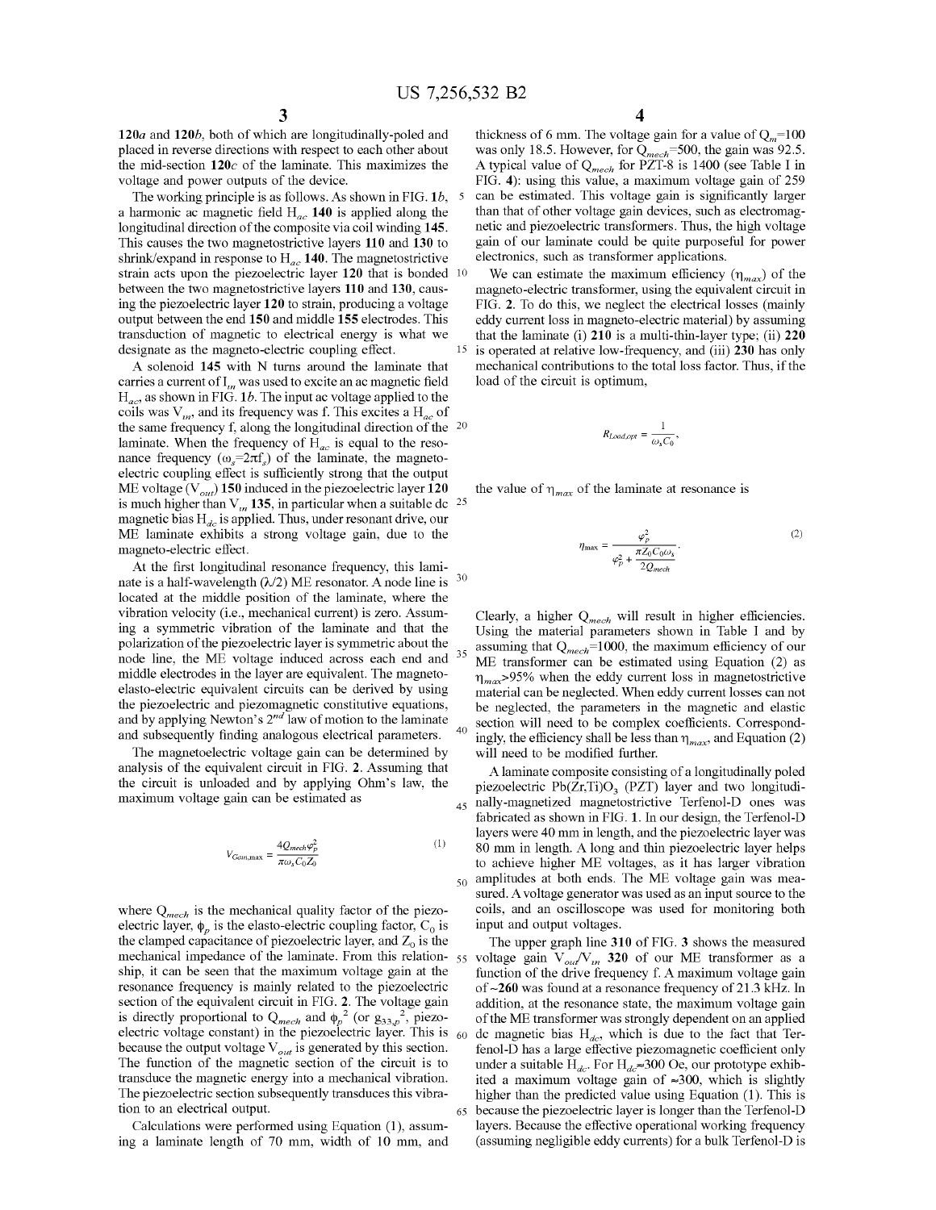120*a* and 120*b*, both of which are longitudinally-poled and placed in reverse directions with respect to each other about the mid-section 120*c* of the laminate. This maximizes the voltage and power outputs of the device.

The working principle is as follows. As shown in FIG. 1*b*, a harmonic ac magnetic field $H_{ac}$ **140** is applied along the longitudinal direction of the composite via coil winding **145**. This causes the two magnetostrictive layers **110** and **130** to shrink/expand in response to $H_{ac}$ **140**. The magnetostrictive strain acts upon the piezoelectric layer **120** that is bonded between the two magnetostrictive layers **110** and **130**, causing the piezoelectric layer **120** to strain, producing a voltage output between the end **150** and middle **155** electrodes. This transduction of magnetic to electrical energy is what we designate as the magneto-electric coupling effect.

A solenoid **145** with N turns around the laminate that carries a current of $I_m$ was used to excite an ac magnetic field $H_{ac}$, as shown in FIG. 1*b*. The input ac voltage applied to the coils was $V_{in}$, and its frequency was f. This excites a $H_{ac}$ of the same frequency f, along the longitudinal direction of the laminate. When the frequency of $H_{ac}$ is equal to the resonance frequency ($\omega_s = 2\pi f_s$) of the laminate, the magneto-electric coupling effect is sufficiently strong that the output ME voltage ($V_{out}$) **150** induced in the piezoelectric layer **120** is much higher than $V_{in}$ **135**, in particular when a suitable dc magnetic bias $H_{dc}$ is applied. Thus, under resonant drive, our ME laminate exhibits a strong voltage gain, due to the magneto-electric effect.

At the first longitudinal resonance frequency, this laminate is a half-wavelength ($\lambda/2$) ME resonator. A node line is located at the middle position of the laminate, where the vibration velocity (i.e., mechanical current) is zero. Assuming a symmetric vibration of the laminate and that the polarization of the piezoelectric layer is symmetric about the node line, the ME voltage induced across each end and middle electrodes in the layer are equivalent. The magneto-elasto-electric equivalent circuits can be derived by using the piezoelectric and piezomagnetic constitutive equations, and by applying Newton's 2nd law of motion to the laminate and subsequently finding analogous electrical parameters.

The magnetoelectric voltage gain can be determined by analysis of the equivalent circuit in FIG. 2. Assuming that the circuit is unloaded and by applying Ohm's law, the maximum voltage gain can be estimated as

$$V_{Gain,max} = \frac{4Q_{mech}\varphi_p^2}{\pi\omega_s C_0 Z_0} \tag{1}$$

where $Q_{mech}$ is the mechanical quality factor of the piezoelectric layer, $\phi_p$ is the elasto-electric coupling factor, $C_0$ is the clamped capacitance of piezoelectric layer, and $Z_0$ is the mechanical impedance of the laminate. From this relationship, it can be seen that the maximum voltage gain at the resonance frequency is mainly related to the piezoelectric section of the equivalent circuit in FIG. 2. The voltage gain is directly proportional to $Q_{mech}$ and $\phi_p^2$ (or $g_{33,p}^2$, piezoelectric voltage constant) in the piezoelectric layer. This is because the output voltage $V_{out}$ is generated by this section. The function of the magnetic section of the circuit is to transduce the magnetic energy into a mechanical vibration. The piezoelectric section subsequently transduces this vibration to an electrical output.

Calculations were performed using Equation (1), assuming a laminate length of 70 mm, width of 10 mm, and thickness of 6 mm. The voltage gain for a value of $Q_m=100$ was only 18.5. However, for $Q_{mech}=500$, the gain was 92.5. A typical value of $Q_{mech}$ for PZT-8 is 1400 (see Table I in FIG. 4): using this value, a maximum voltage gain of 259 can be estimated. This voltage gain is significantly larger than that of other voltage gain devices, such as electromagnetic and piezoelectric transformers. Thus, the high voltage gain of our laminate could be quite purposeful for power electronics, such as transformer applications.

We can estimate the maximum efficiency ($\eta_{max}$) of the magneto-electric transformer, using the equivalent circuit in FIG. 2. To do this, we neglect the electrical losses (mainly eddy current loss in magneto-electric material) by assuming that the laminate (i) **210** is a multi-thin-layer type; (ii) **220** is operated at relative low-frequency, and (iii) **230** has only mechanical contributions to the total loss factor. Thus, if the load of the circuit is optimum,

$$R_{Load,opt} = \frac{1}{\omega_s C_0},$$

the value of $\eta_{max}$ of the laminate at resonance is

$$\eta_{max} = \frac{\varphi_p^2}{\varphi_p^2 + \dfrac{\pi Z_0 C_0 \omega_s}{2Q_{mech}}}. \tag{2}$$

Clearly, a higher $Q_{mech}$ will result in higher efficiencies. Using the material parameters shown in Table I and by assuming that $Q_{mech}=1000$, the maximum efficiency of our ME transformer can be estimated using Equation (2) as $\eta_{max}>95\%$ when the eddy current loss in magnetostrictive material can be neglected. When eddy current losses can not be neglected, the parameters in the magnetic and elastic section will need to be complex coefficients. Correspondingly, the efficiency shall be less than $\eta_{max}$, and Equation (2) will need to be modified further.

A laminate composite consisting of a longitudinally poled piezoelectric $Pb(Zr,Ti)O_3$ (PZT) layer and two longitudinally-magnetized magnetostrictive Terfenol-D ones was fabricated as shown in FIG. 1. In our design, the Terfenol-D layers were 40 mm in length, and the piezoelectric layer was 80 mm in length. A long and thin piezoelectric layer helps to achieve higher ME voltages, as it has larger vibration amplitudes at both ends. The ME voltage gain was measured. A voltage generator was used as an input source to the coils, and an oscilloscope was used for monitoring both input and output voltages.

The upper graph line **310** of FIG. 3 shows the measured voltage gain $V_{out}/V_{in}$ **320** of our ME transformer as a function of the drive frequency f. A maximum voltage gain of ~260 was found at a resonance frequency of 21.3 kHz. In addition, at the resonance state, the maximum voltage gain of the ME transformer was strongly dependent on an applied dc magnetic bias $H_{dc}$, which is due to the fact that Terfenol-D has a large effective piezomagnetic coefficient only under a suitable $H_{dc}$. For $H_{dc}\approx300$ Oe, our prototype exhibited a maximum voltage gain of ≈300, which is slightly higher than the predicted value using Equation (1). This is because the piezoelectric layer is longer than the Terfenol-D layers. Because the effective operational working frequency (assuming negligible eddy currents) for a bulk Terfenol-D is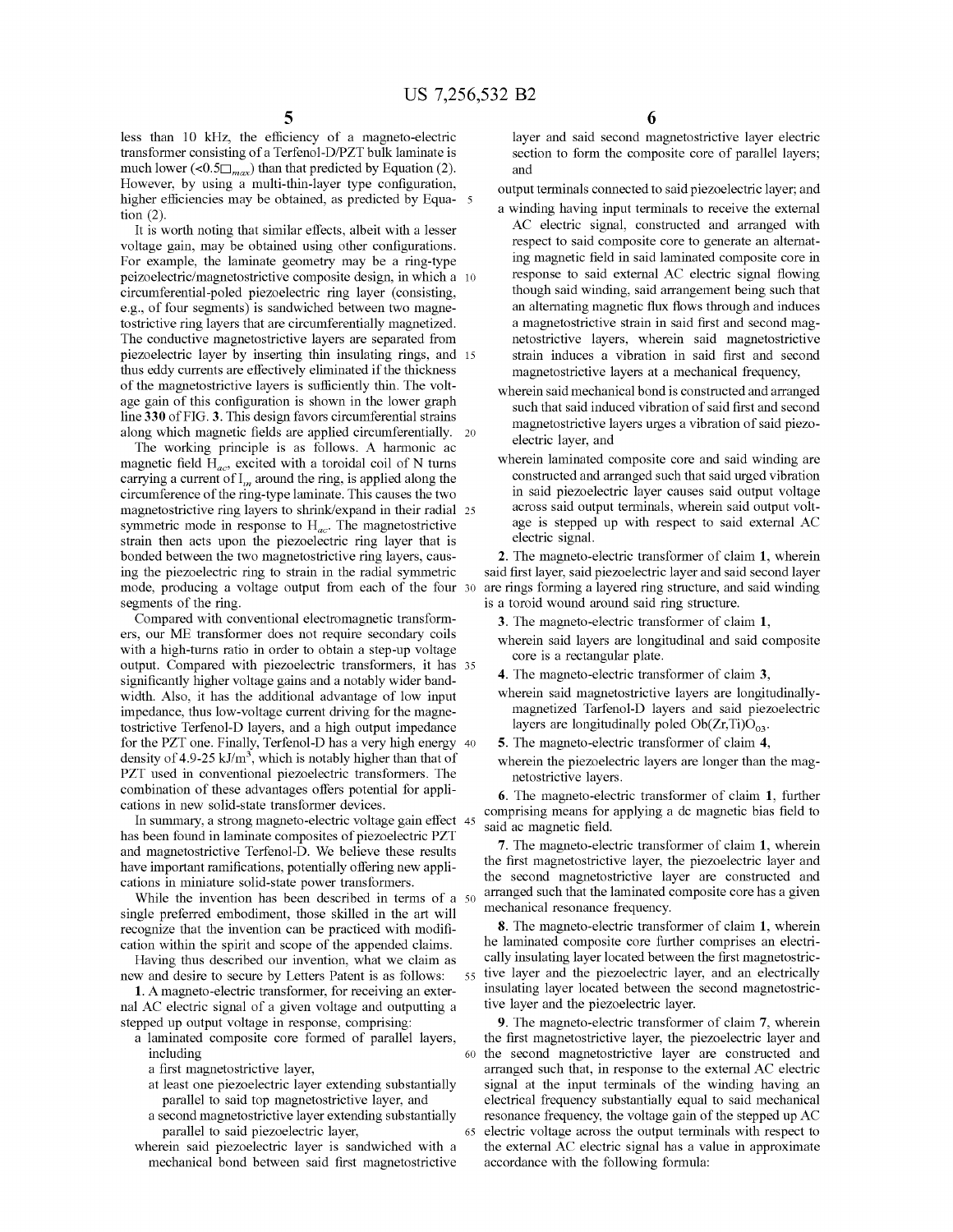less than 10 kHz, the efficiency of a magneto-electric transformer consisting of a Terfenol-D/PZT bulk laminate is much lower ($<0.5\square_{max}$) than that predicted by Equation (2). However, by using a multi-thin-layer type configuration, higher efficiencies may be obtained, as predicted by Equation (2).

It is worth noting that similar effects, albeit with a lesser voltage gain, may be obtained using other configurations. For example, the laminate geometry may be a ring-type peizoelectric/magnetostrictive composite design, in which a circumferential-poled piezoelectric ring layer (consisting, e.g., of four segments) is sandwiched between two magnetostrictive ring layers that are circumferentially magnetized. The conductive magnetostrictive layers are separated from piezoelectric layer by inserting thin insulating rings, and thus eddy currents are effectively eliminated if the thickness of the magnetostrictive layers is sufficiently thin. The voltage gain of this configuration is shown in the lower graph line **330** of FIG. **3**. This design favors circumferential strains along which magnetic fields are applied circumferentially.

The working principle is as follows. A harmonic ac magnetic field $H_{ac}$, excited with a toroidal coil of N turns carrying a current of $I_{in}$ around the ring, is applied along the circumference of the ring-type laminate. This causes the two magnetostrictive ring layers to shrink/expand in their radial symmetric mode in response to $H_{ac}$. The magnetostrictive strain then acts upon the piezoelectric ring layer that is bonded between the two magnetostrictive ring layers, causing the piezoelectric ring to strain in the radial symmetric mode, producing a voltage output from each of the four segments of the ring.

Compared with conventional electromagnetic transformers, our ME transformer does not require secondary coils with a high-turns ratio in order to obtain a step-up voltage output. Compared with piezoelectric transformers, it has significantly higher voltage gains and a notably wider bandwidth. Also, it has the additional advantage of low input impedance, thus low-voltage current driving for the magnetostrictive Terfenol-D layers, and a high output impedance for the PZT one. Finally, Terfenol-D has a very high energy density of 4.9-25 kJ/$m^3$, which is notably higher than that of PZT used in conventional piezoelectric transformers. The combination of these advantages offers potential for applications in new solid-state transformer devices.

In summary, a strong magneto-electric voltage gain effect has been found in laminate composites of piezoelectric PZT and magnetostrictive Terfenol-D. We believe these results have important ramifications, potentially offering new applications in miniature solid-state power transformers.

While the invention has been described in terms of a single preferred embodiment, those skilled in the art will recognize that the invention can be practiced with modification within the spirit and scope of the appended claims.

Having thus described our invention, what we claim as new and desire to secure by Letters Patent is as follows:

**1**. A magneto-electric transformer, for receiving an external AC electric signal of a given voltage and outputting a stepped up output voltage in response, comprising:

a laminated composite core formed of parallel layers, including

- a first magnetostrictive layer,
- at least one piezoelectric layer extending substantially parallel to said top magnetostrictive layer, and
- a second magnetostrictive layer extending substantially parallel to said piezoelectric layer,

wherein said piezoelectric layer is sandwiched with a mechanical bond between said first magnetostrictive layer and said second magnetostrictive layer electric section to form the composite core of parallel layers; and

output terminals connected to said piezoelectric layer; and

a winding having input terminals to receive the external AC electric signal, constructed and arranged with respect to said composite core to generate an alternating magnetic field in said laminated composite core in response to said external AC electric signal flowing though said winding, said arrangement being such that an alternating magnetic flux flows through and induces a magnetostrictive strain in said first and second magnetostrictive layers, wherein said magnetostrictive strain induces a vibration in said first and second magnetostrictive layers at a mechanical frequency,

wherein said mechanical bond is constructed and arranged such that said induced vibration of said first and second magnetostrictive layers urges a vibration of said piezoelectric layer, and

wherein laminated composite core and said winding are constructed and arranged such that said urged vibration in said piezoelectric layer causes said output voltage across said output terminals, wherein said output voltage is stepped up with respect to said external AC electric signal.

**2**. The magneto-electric transformer of claim **1**, wherein said first layer, said piezoelectric layer and said second layer are rings forming a layered ring structure, and said winding is a toroid wound around said ring structure.

**3**. The magneto-electric transformer of claim **1**,

wherein said layers are longitudinal and said composite core is a rectangular plate.

**4**. The magneto-electric transformer of claim **3**,

wherein said magnetostrictive layers are longitudinally-magnetized Terfenol-D layers and said piezoelectric layers are longitudinally poled $Ob(Zr,Ti)O_{03}$.

**5**. The magneto-electric transformer of claim **4**,

wherein the piezoelectric layers are longer than the magnetostrictive layers.

**6**. The magneto-electric transformer of claim **1**, further comprising means for applying a dc magnetic bias field to said ac magnetic field.

**7**. The magneto-electric transformer of claim **1**, wherein the first magnetostrictive layer, the piezoelectric layer and the second magnetostrictive layer are constructed and arranged such that the laminated composite core has a given mechanical resonance frequency.

**8**. The magneto-electric transformer of claim **1**, wherein he laminated composite core further comprises an electrically insulating layer located between the first magnetostrictive layer and the piezoelectric layer, and an electrically insulating layer located between the second magnetostrictive layer and the piezoelectric layer.

**9**. The magneto-electric transformer of claim **7**, wherein the first magnetostrictive layer, the piezoelectric layer and the second magnetostrictive layer are constructed and arranged such that, in response to the external AC electric signal at the input terminals of the winding having an electrical frequency substantially equal to said mechanical resonance frequency, the voltage gain of the stepped up AC electric voltage across the output terminals with respect to the external AC electric signal has a value in approximate accordance with the following formula: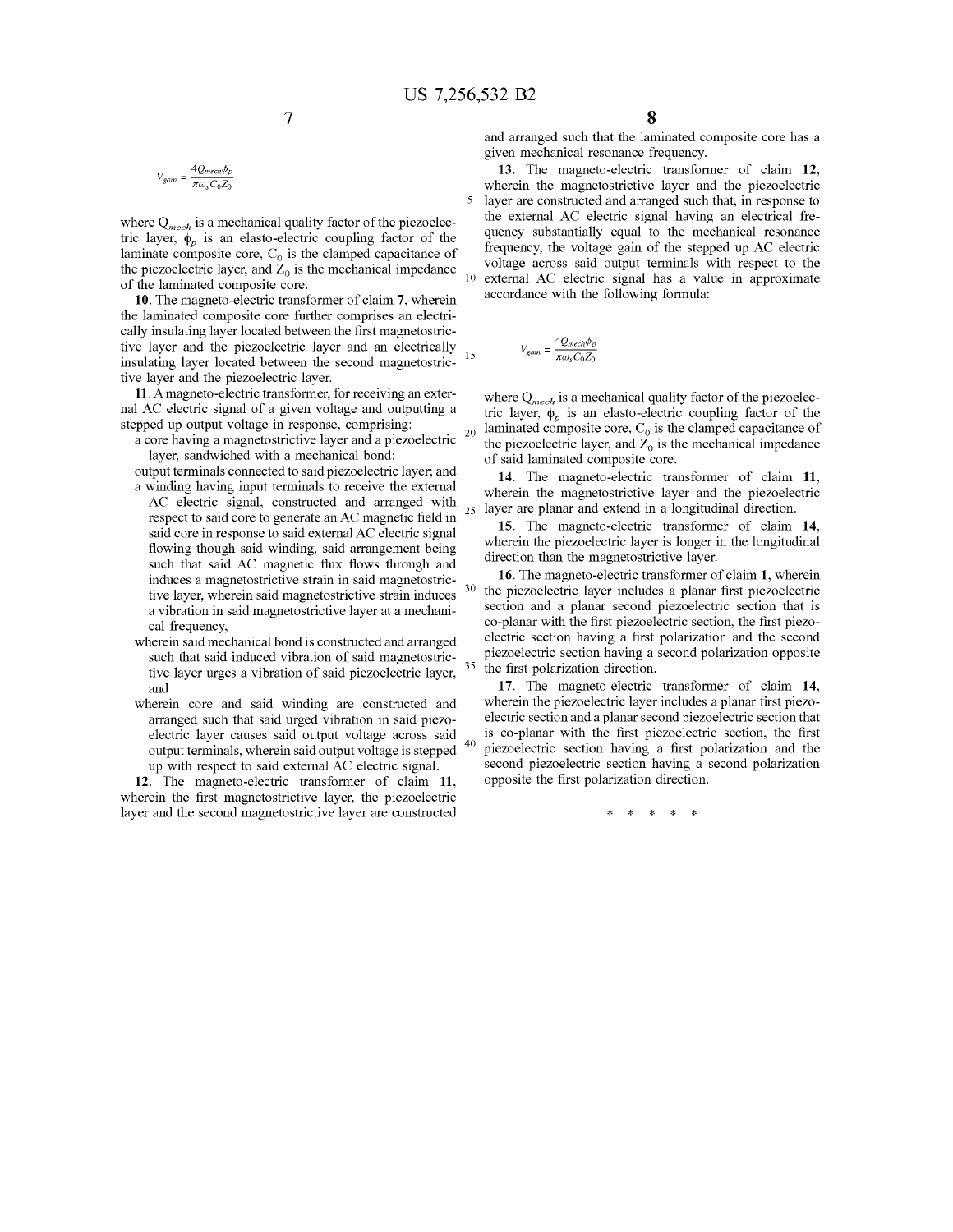$$V_{gain} = \frac{4Q_{mech}\phi_p}{\pi\omega_s C_0 Z_0}$$

where $Q_{mech}$ is a mechanical quality factor of the piezoelectric layer, $\phi_p$ is an elasto-electric coupling factor of the laminate composite core, $C_0$ is the clamped capacitance of the piezoelectric layer, and $Z_0$ is the mechanical impedance of the laminated composite core.

**10**. The magneto-electric transformer of claim **7**, wherein the laminated composite core further comprises an electrically insulating layer located between the first magnetostrictive layer and the piezoelectric layer and an electrically insulating layer located between the second magnetostrictive layer and the piezoelectric layer.

**11**. A magneto-electric transformer, for receiving an external AC electric signal of a given voltage and outputting a stepped up output voltage in response, comprising:

- a core having a magnetostrictive layer and a piezoelectric layer, sandwiched with a mechanical bond;
- output terminals connected to said piezoelectric layer; and
- a winding having input terminals to receive the external AC electric signal, constructed and arranged with respect to said core to generate an AC magnetic field in said core in response to said external AC electric signal flowing though said winding, said arrangement being such that said AC magnetic flux flows through and induces a magnetostrictive strain in said magnetostrictive layer, wherein said magnetostrictive strain induces a vibration in said magnetostrictive layer at a mechanical frequency,
- wherein said mechanical bond is constructed and arranged such that said induced vibration of said magnetostrictive layer urges a vibration of said piezoelectric layer, and
- wherein core and said winding are constructed and arranged such that said urged vibration in said piezoelectric layer causes said output voltage across said output terminals, wherein said output voltage is stepped up with respect to said external AC electric signal.

**12**. The magneto-electric transformer of claim **11**, wherein the first magnetostrictive layer, the piezoelectric layer and the second magnetostrictive layer are constructed and arranged such that the laminated composite core has a given mechanical resonance frequency.

**13**. The magneto-electric transformer of claim **12**, wherein the magnetostrictive layer and the piezoelectric layer are constructed and arranged such that, in response to the external AC electric signal having an electrical frequency substantially equal to the mechanical resonance frequency, the voltage gain of the stepped up AC electric voltage across said output terminals with respect to the external AC electric signal has a value in approximate accordance with the following formula:

$$V_{gain} = \frac{4Q_{mech}\phi_p}{\pi\omega_s C_0 Z_0}$$

where $Q_{mech}$ is a mechanical quality factor of the piezoelectric layer, $\phi_p$ is an elasto-electric coupling factor of the laminated composite core, $C_0$ is the clamped capacitance of the piezoelectric layer, and $Z_0$ is the mechanical impedance of said laminated composite core.

**14**. The magneto-electric transformer of claim **11**, wherein the magnetostrictive layer and the piezoelectric layer are planar and extend in a longitudinal direction.

**15**. The magneto-electric transformer of claim **14**, wherein the piezoelectric layer is longer in the longitudinal direction than the magnetostrictive layer.

**16**. The magneto-electric transformer of claim **1**, wherein the piezoelectric layer includes a planar first piezoelectric section and a planar second piezoelectric section that is co-planar with the first piezoelectric section, the first piezoelectric section having a first polarization and the second piezoelectric section having a second polarization opposite the first polarization direction.

**17**. The magneto-electric transformer of claim **14**, wherein the piezoelectric layer includes a planar first piezoelectric section and a planar second piezoelectric section that is co-planar with the first piezoelectric section, the first piezoelectric section having a first polarization and the second piezoelectric section having a second polarization opposite the first polarization direction.

* * * * *